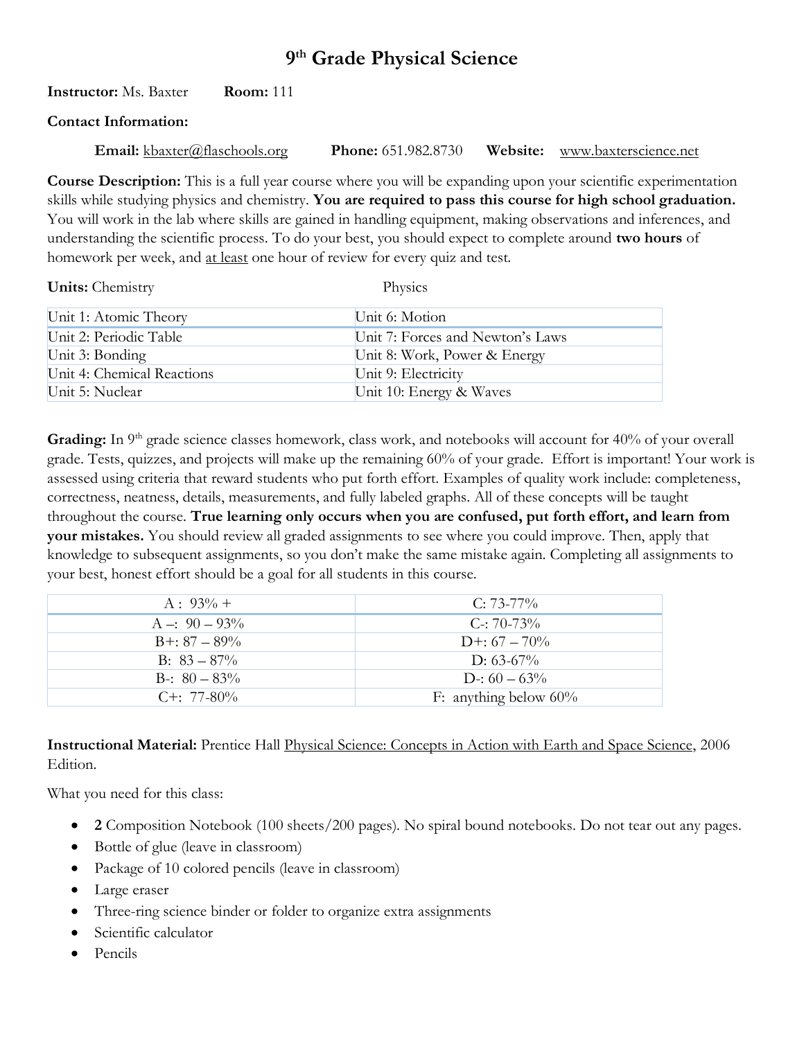# 9th Grade Physical Science

**Instructor:** Ms. Baxter **Room:** 111

**Contact Information:**

**Email:** kbaxter@flaschools.org **Phone:** 651.982.8730 **Website:** www.baxterscience.net

**Course Description:** This is a full year course where you will be expanding upon your scientific experimentation skills while studying physics and chemistry. **You are required to pass this course for high school graduation.** You will work in the lab where skills are gained in handling equipment, making observations and inferences, and understanding the scientific process. To do your best, you should expect to complete around **two hours** of homework per week, and at least one hour of review for every quiz and test.

**Units:**

| Chemistry | Physics |
|---|---|
| Unit 1: Atomic Theory | Unit 6: Motion |
| Unit 2: Periodic Table | Unit 7: Forces and Newton's Laws |
| Unit 3: Bonding | Unit 8: Work, Power & Energy |
| Unit 4: Chemical Reactions | Unit 9: Electricity |
| Unit 5: Nuclear | Unit 10: Energy & Waves |

**Grading:** In 9th grade science classes homework, class work, and notebooks will account for 40% of your overall grade. Tests, quizzes, and projects will make up the remaining 60% of your grade. Effort is important! Your work is assessed using criteria that reward students who put forth effort. Examples of quality work include: completeness, correctness, neatness, details, measurements, and fully labeled graphs. All of these concepts will be taught throughout the course. **True learning only occurs when you are confused, put forth effort, and learn from your mistakes.** You should review all graded assignments to see where you could improve. Then, apply that knowledge to subsequent assignments, so you don't make the same mistake again. Completing all assignments to your best, honest effort should be a goal for all students in this course.

| A : 93% + | C: 73-77% |
|---|---|
| A –: 90 – 93% | C-: 70-73% |
| B+: 87 – 89% | D+: 67 – 70% |
| B: 83 – 87% | D: 63-67% |
| B-: 80 – 83% | D-: 60 – 63% |
| C+: 77-80% | F: anything below 60% |

**Instructional Material:** Prentice Hall Physical Science: Concepts in Action with Earth and Space Science, 2006 Edition.

What you need for this class:

- **2** Composition Notebook (100 sheets/200 pages). No spiral bound notebooks. Do not tear out any pages.
- Bottle of glue (leave in classroom)
- Package of 10 colored pencils (leave in classroom)
- Large eraser
- Three-ring science binder or folder to organize extra assignments
- Scientific calculator
- Pencils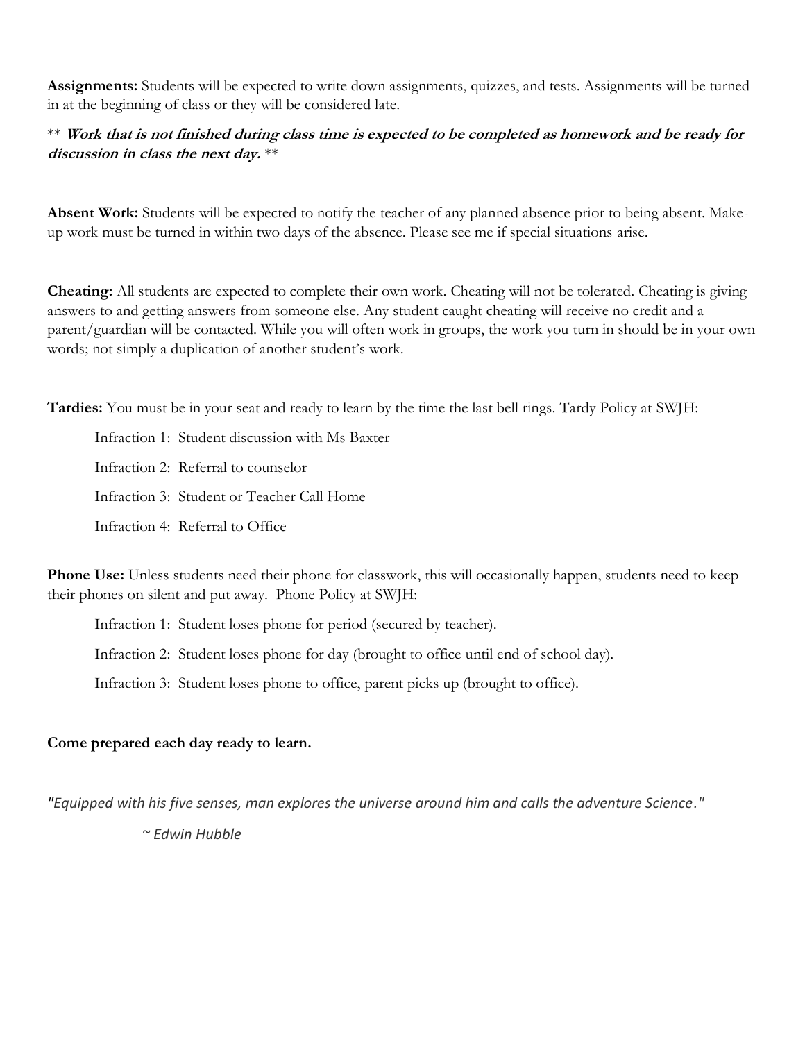**Assignments:** Students will be expected to write down assignments, quizzes, and tests. Assignments will be turned in at the beginning of class or they will be considered late.

** ***Work that is not finished during class time is expected to be completed as homework and be ready for discussion in class the next day.*** **

**Absent Work:** Students will be expected to notify the teacher of any planned absence prior to being absent. Make-up work must be turned in within two days of the absence. Please see me if special situations arise.

**Cheating:** All students are expected to complete their own work. Cheating will not be tolerated. Cheating is giving answers to and getting answers from someone else. Any student caught cheating will receive no credit and a parent/guardian will be contacted. While you will often work in groups, the work you turn in should be in your own words; not simply a duplication of another student's work.

**Tardies:** You must be in your seat and ready to learn by the time the last bell rings. Tardy Policy at SWJH:

Infraction 1: Student discussion with Ms Baxter

Infraction 2: Referral to counselor

Infraction 3: Student or Teacher Call Home

Infraction 4: Referral to Office

**Phone Use:** Unless students need their phone for classwork, this will occasionally happen, students need to keep their phones on silent and put away. Phone Policy at SWJH:

Infraction 1: Student loses phone for period (secured by teacher).

Infraction 2: Student loses phone for day (brought to office until end of school day).

Infraction 3: Student loses phone to office, parent picks up (brought to office).

**Come prepared each day ready to learn.**

*"Equipped with his five senses, man explores the universe around him and calls the adventure Science."*

*~ Edwin Hubble*